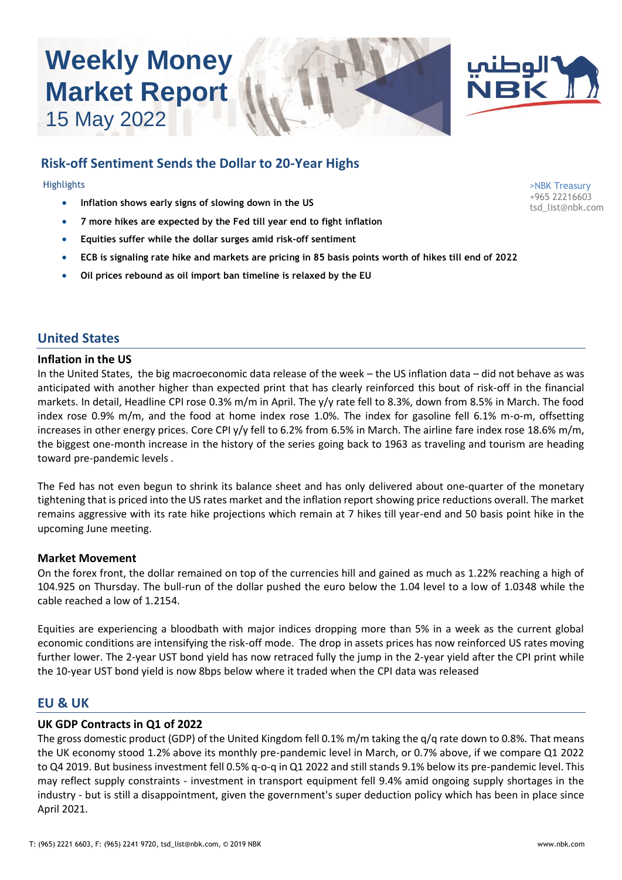# Weekly Money Market Report
15 May 2022

## Risk-off Sentiment Sends the Dollar to 20-Year Highs

>NBK Treasury
+965 22216603
tsd_list@nbk.com

Highlights

- **Inflation shows early signs of slowing down in the US**
- **7 more hikes are expected by the Fed till year end to fight inflation**
- **Equities suffer while the dollar surges amid risk-off sentiment**
- **ECB is signaling rate hike and markets are pricing in 85 basis points worth of hikes till end of 2022**
- **Oil prices rebound as oil import ban timeline is relaxed by the EU**

## United States

### Inflation in the US

In the United States, the big macroeconomic data release of the week – the US inflation data – did not behave as was anticipated with another higher than expected print that has clearly reinforced this bout of risk-off in the financial markets. In detail, Headline CPI rose 0.3% m/m in April. The y/y rate fell to 8.3%, down from 8.5% in March. The food index rose 0.9% m/m, and the food at home index rose 1.0%. The index for gasoline fell 6.1% m-o-m, offsetting increases in other energy prices. Core CPI y/y fell to 6.2% from 6.5% in March. The airline fare index rose 18.6% m/m, the biggest one-month increase in the history of the series going back to 1963 as traveling and tourism are heading toward pre-pandemic levels .

The Fed has not even begun to shrink its balance sheet and has only delivered about one-quarter of the monetary tightening that is priced into the US rates market and the inflation report showing price reductions overall. The market remains aggressive with its rate hike projections which remain at 7 hikes till year-end and 50 basis point hike in the upcoming June meeting.

### Market Movement

On the forex front, the dollar remained on top of the currencies hill and gained as much as 1.22% reaching a high of 104.925 on Thursday. The bull-run of the dollar pushed the euro below the 1.04 level to a low of 1.0348 while the cable reached a low of 1.2154.

Equities are experiencing a bloodbath with major indices dropping more than 5% in a week as the current global economic conditions are intensifying the risk-off mode. The drop in assets prices has now reinforced US rates moving further lower. The 2-year UST bond yield has now retraced fully the jump in the 2-year yield after the CPI print while the 10-year UST bond yield is now 8bps below where it traded when the CPI data was released

## EU & UK

### UK GDP Contracts in Q1 of 2022

The gross domestic product (GDP) of the United Kingdom fell 0.1% m/m taking the q/q rate down to 0.8%. That means the UK economy stood 1.2% above its monthly pre-pandemic level in March, or 0.7% above, if we compare Q1 2022 to Q4 2019. But business investment fell 0.5% q-o-q in Q1 2022 and still stands 9.1% below its pre-pandemic level. This may reflect supply constraints - investment in transport equipment fell 9.4% amid ongoing supply shortages in the industry - but is still a disappointment, given the government's super deduction policy which has been in place since April 2021.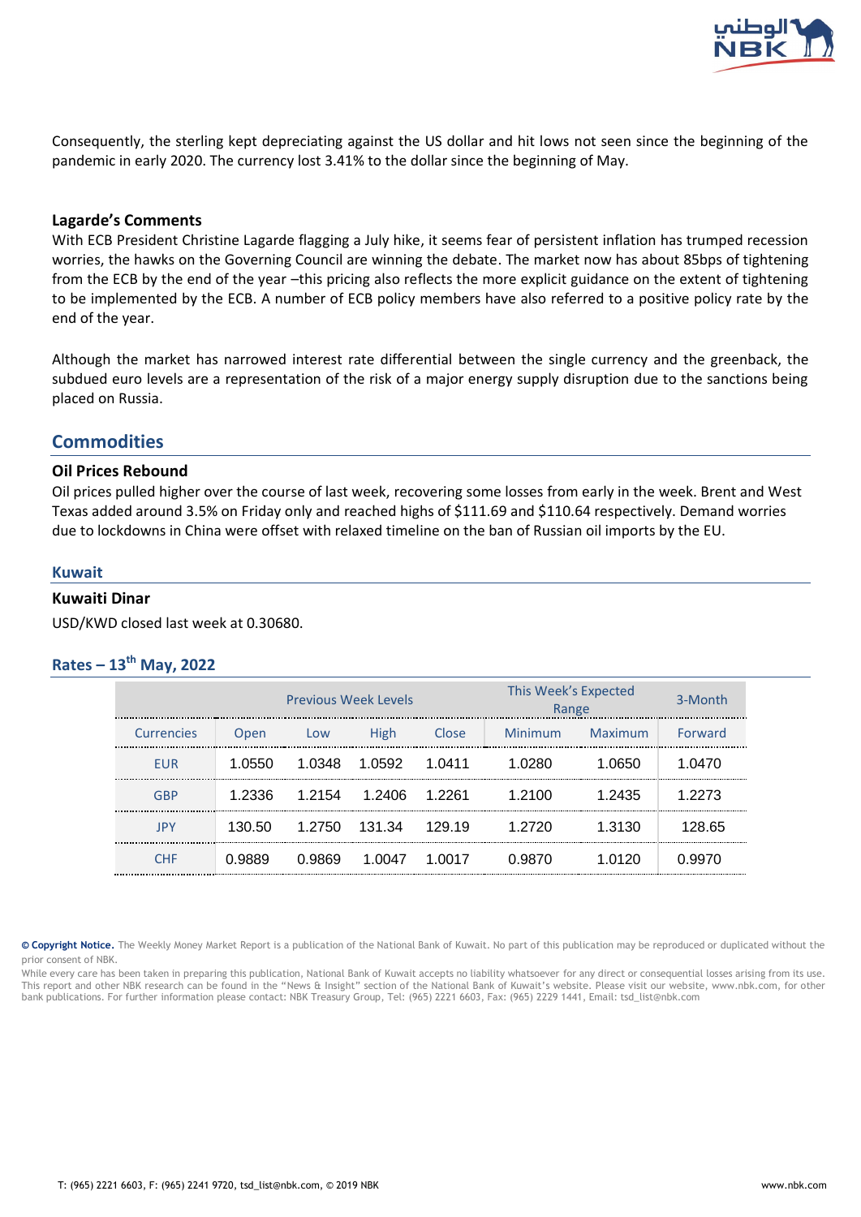Consequently, the sterling kept depreciating against the US dollar and hit lows not seen since the beginning of the pandemic in early 2020. The currency lost 3.41% to the dollar since the beginning of May.

**Lagarde's Comments**

With ECB President Christine Lagarde flagging a July hike, it seems fear of persistent inflation has trumped recession worries, the hawks on the Governing Council are winning the debate. The market now has about 85bps of tightening from the ECB by the end of the year –this pricing also reflects the more explicit guidance on the extent of tightening to be implemented by the ECB. A number of ECB policy members have also referred to a positive policy rate by the end of the year.

Although the market has narrowed interest rate differential between the single currency and the greenback, the subdued euro levels are a representation of the risk of a major energy supply disruption due to the sanctions being placed on Russia.

## Commodities

**Oil Prices Rebound**

Oil prices pulled higher over the course of last week, recovering some losses from early in the week. Brent and West Texas added around 3.5% on Friday only and reached highs of $111.69 and $110.64 respectively. Demand worries due to lockdowns in China were offset with relaxed timeline on the ban of Russian oil imports by the EU.

## Kuwait

**Kuwaiti Dinar**

USD/KWD closed last week at 0.30680.

## Rates – 13th May, 2022

| | Previous Week Levels | | | | This Week's Expected Range | | 3-Month |
|---|---|---|---|---|---|---|---|
| Currencies | Open | Low | High | Close | Minimum | Maximum | Forward |
| EUR | 1.0550 | 1.0348 | 1.0592 | 1.0411 | 1.0280 | 1.0650 | 1.0470 |
| GBP | 1.2336 | 1.2154 | 1.2406 | 1.2261 | 1.2100 | 1.2435 | 1.2273 |
| JPY | 130.50 | 1.2750 | 131.34 | 129.19 | 1.2720 | 1.3130 | 128.65 |
| CHF | 0.9889 | 0.9869 | 1.0047 | 1.0017 | 0.9870 | 1.0120 | 0.9970 |

**© Copyright Notice.** The Weekly Money Market Report is a publication of the National Bank of Kuwait. No part of this publication may be reproduced or duplicated without the prior consent of NBK.

While every care has been taken in preparing this publication, National Bank of Kuwait accepts no liability whatsoever for any direct or consequential losses arising from its use. This report and other NBK research can be found in the "News & Insight" section of the National Bank of Kuwait's website. Please visit our website, www.nbk.com, for other bank publications. For further information please contact: NBK Treasury Group, Tel: (965) 2221 6603, Fax: (965) 2229 1441, Email: tsd_list@nbk.com